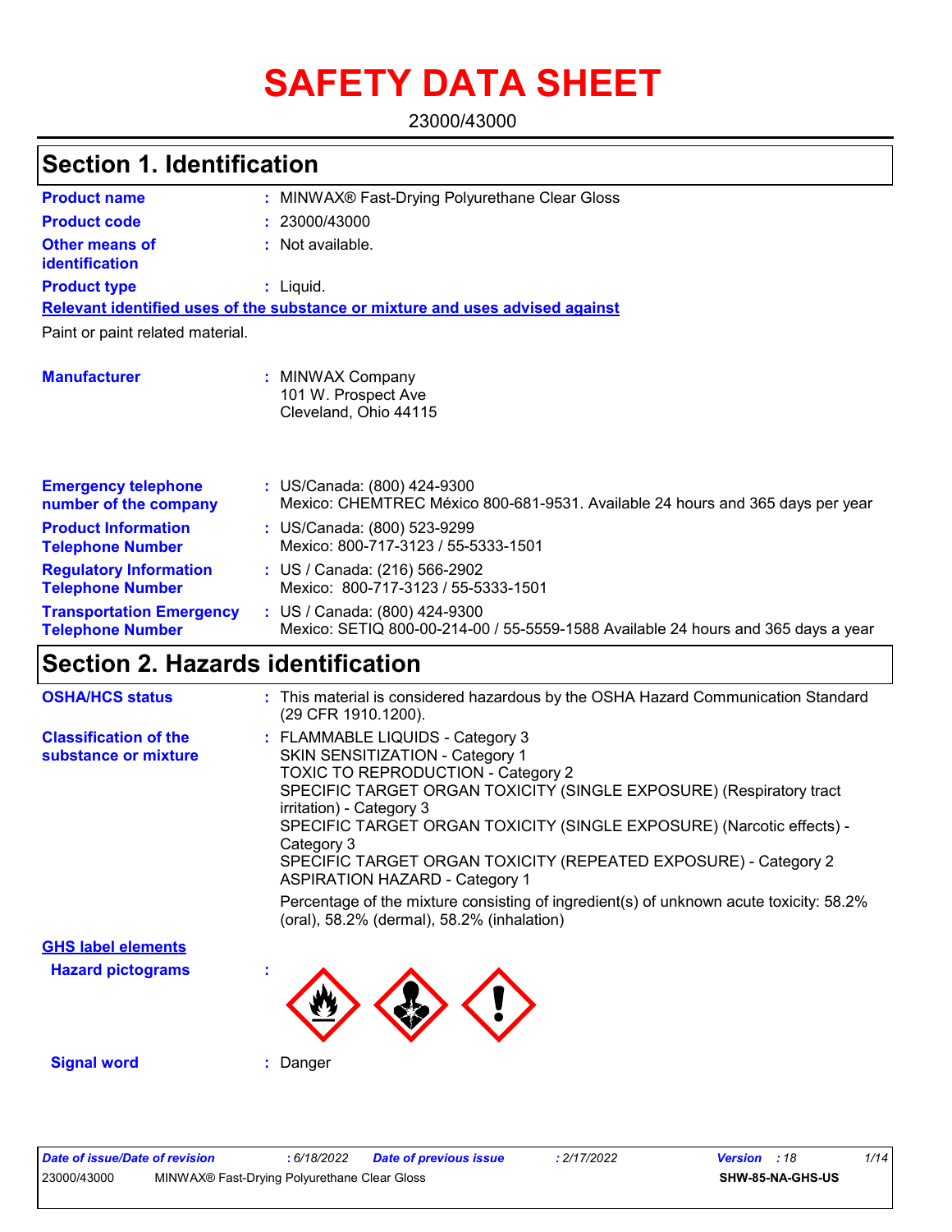# SAFETY DATA SHEET

23000/43000

## Section 1. Identification

**Product name** : MINWAX® Fast-Drying Polyurethane Clear Gloss

**Product code** : 23000/43000

**Other means of identification** : Not available.

**Product type** : Liquid.

**Relevant identified uses of the substance or mixture and uses advised against**

Paint or paint related material.

**Manufacturer** : MINWAX Company
101 W. Prospect Ave
Cleveland, Ohio 44115

**Emergency telephone number of the company** : US/Canada: (800) 424-9300
Mexico: CHEMTREC México 800-681-9531. Available 24 hours and 365 days per year

**Product Information Telephone Number** : US/Canada: (800) 523-9299
Mexico: 800-717-3123 / 55-5333-1501

**Regulatory Information Telephone Number** : US / Canada: (216) 566-2902
Mexico: 800-717-3123 / 55-5333-1501

**Transportation Emergency Telephone Number** : US / Canada: (800) 424-9300
Mexico: SETIQ 800-00-214-00 / 55-5559-1588 Available 24 hours and 365 days a year

## Section 2. Hazards identification

**OSHA/HCS status** : This material is considered hazardous by the OSHA Hazard Communication Standard (29 CFR 1910.1200).

**Classification of the substance or mixture** : FLAMMABLE LIQUIDS - Category 3
SKIN SENSITIZATION - Category 1
TOXIC TO REPRODUCTION - Category 2
SPECIFIC TARGET ORGAN TOXICITY (SINGLE EXPOSURE) (Respiratory tract irritation) - Category 3
SPECIFIC TARGET ORGAN TOXICITY (SINGLE EXPOSURE) (Narcotic effects) - Category 3
SPECIFIC TARGET ORGAN TOXICITY (REPEATED EXPOSURE) - Category 2
ASPIRATION HAZARD - Category 1

Percentage of the mixture consisting of ingredient(s) of unknown acute toxicity: 58.2% (oral), 58.2% (dermal), 58.2% (inhalation)

**GHS label elements**

**Hazard pictograms** :

**Signal word** : Danger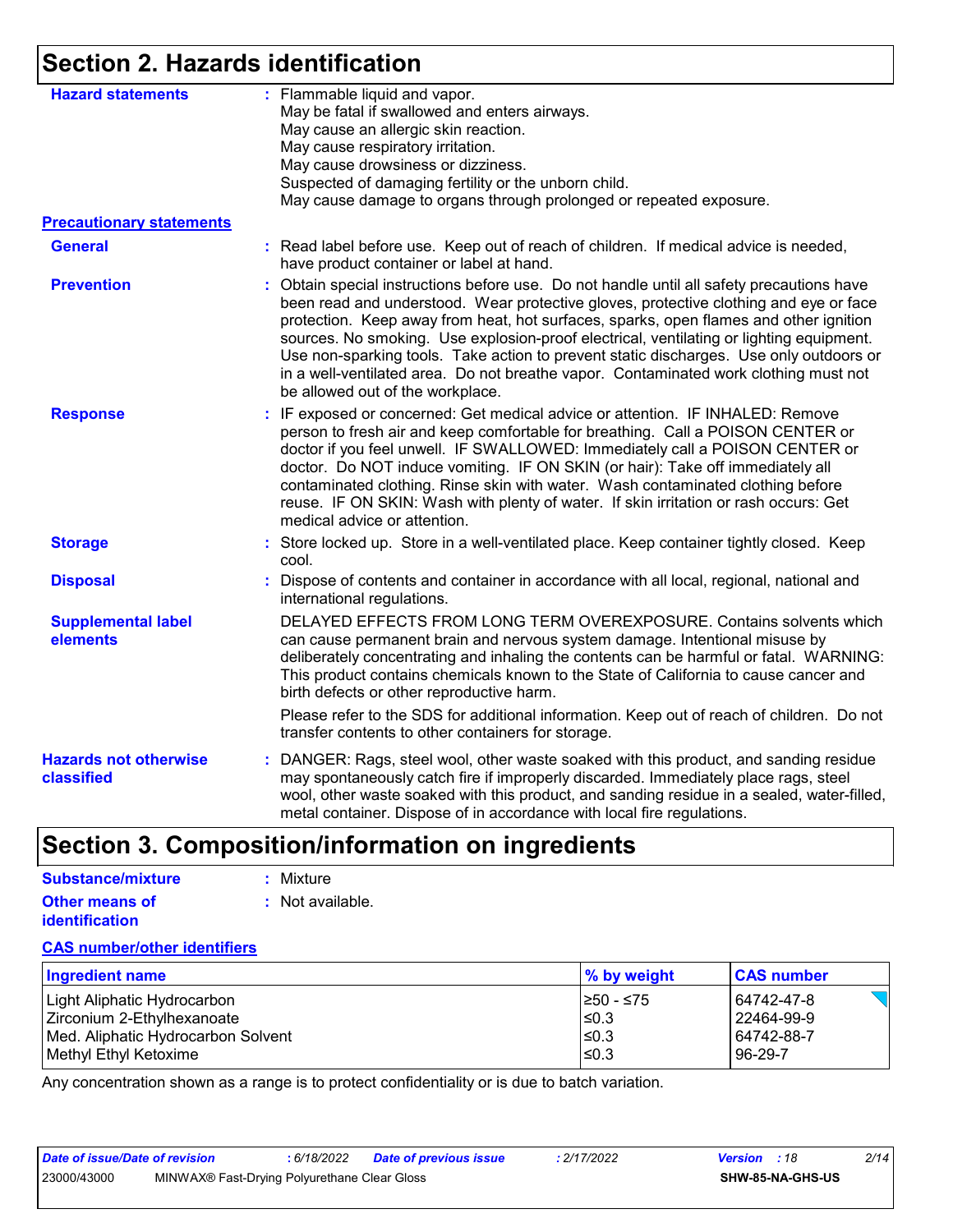## Section 2. Hazards identification

**Hazard statements** : Flammable liquid and vapor.
May be fatal if swallowed and enters airways.
May cause an allergic skin reaction.
May cause respiratory irritation.
May cause drowsiness or dizziness.
Suspected of damaging fertility or the unborn child.
May cause damage to organs through prolonged or repeated exposure.

**Precautionary statements**

**General** : Read label before use. Keep out of reach of children. If medical advice is needed, have product container or label at hand.

**Prevention** : Obtain special instructions before use. Do not handle until all safety precautions have been read and understood. Wear protective gloves, protective clothing and eye or face protection. Keep away from heat, hot surfaces, sparks, open flames and other ignition sources. No smoking. Use explosion-proof electrical, ventilating or lighting equipment. Use non-sparking tools. Take action to prevent static discharges. Use only outdoors or in a well-ventilated area. Do not breathe vapor. Contaminated work clothing must not be allowed out of the workplace.

**Response** : IF exposed or concerned: Get medical advice or attention. IF INHALED: Remove person to fresh air and keep comfortable for breathing. Call a POISON CENTER or doctor if you feel unwell. IF SWALLOWED: Immediately call a POISON CENTER or doctor. Do NOT induce vomiting. IF ON SKIN (or hair): Take off immediately all contaminated clothing. Rinse skin with water. Wash contaminated clothing before reuse. IF ON SKIN: Wash with plenty of water. If skin irritation or rash occurs: Get medical advice or attention.

**Storage** : Store locked up. Store in a well-ventilated place. Keep container tightly closed. Keep cool.

**Disposal** : Dispose of contents and container in accordance with all local, regional, national and international regulations.

**Supplemental label elements**

DELAYED EFFECTS FROM LONG TERM OVEREXPOSURE. Contains solvents which can cause permanent brain and nervous system damage. Intentional misuse by deliberately concentrating and inhaling the contents can be harmful or fatal. WARNING: This product contains chemicals known to the State of California to cause cancer and birth defects or other reproductive harm.

Please refer to the SDS for additional information. Keep out of reach of children. Do not transfer contents to other containers for storage.

**Hazards not otherwise classified** : DANGER: Rags, steel wool, other waste soaked with this product, and sanding residue may spontaneously catch fire if improperly discarded. Immediately place rags, steel wool, other waste soaked with this product, and sanding residue in a sealed, water-filled, metal container. Dispose of in accordance with local fire regulations.

## Section 3. Composition/information on ingredients

**Substance/mixture** : Mixture

**Other means of identification** : Not available.

**CAS number/other identifiers**

| Ingredient name | % by weight | CAS number |
| --- | --- | --- |
| Light Aliphatic Hydrocarbon | ≥50 - ≤75 | 64742-47-8 |
| Zirconium 2-Ethylhexanoate | ≤0.3 | 22464-99-9 |
| Med. Aliphatic Hydrocarbon Solvent | ≤0.3 | 64742-88-7 |
| Methyl Ethyl Ketoxime | ≤0.3 | 96-29-7 |

Any concentration shown as a range is to protect confidentiality or is due to batch variation.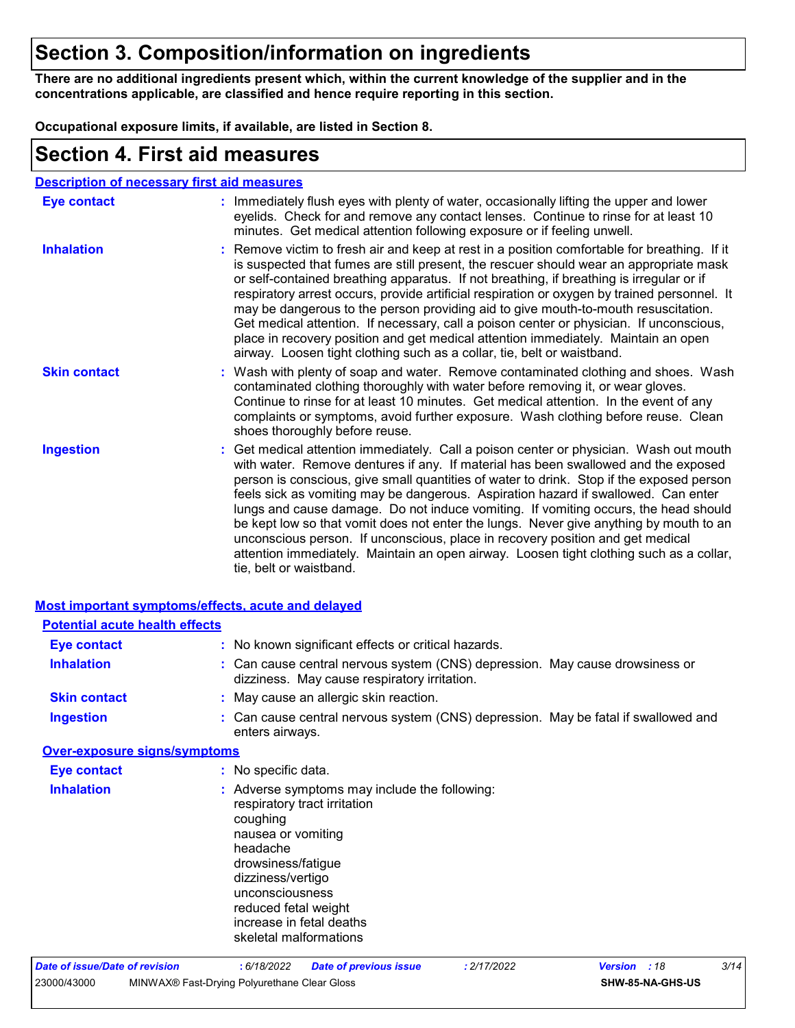# Section 3. Composition/information on ingredients

**There are no additional ingredients present which, within the current knowledge of the supplier and in the concentrations applicable, are classified and hence require reporting in this section.**

**Occupational exposure limits, if available, are listed in Section 8.**

# Section 4. First aid measures

## Description of necessary first aid measures

**Eye contact** : Immediately flush eyes with plenty of water, occasionally lifting the upper and lower eyelids. Check for and remove any contact lenses. Continue to rinse for at least 10 minutes. Get medical attention following exposure or if feeling unwell.

**Inhalation** : Remove victim to fresh air and keep at rest in a position comfortable for breathing. If it is suspected that fumes are still present, the rescuer should wear an appropriate mask or self-contained breathing apparatus. If not breathing, if breathing is irregular or if respiratory arrest occurs, provide artificial respiration or oxygen by trained personnel. It may be dangerous to the person providing aid to give mouth-to-mouth resuscitation. Get medical attention. If necessary, call a poison center or physician. If unconscious, place in recovery position and get medical attention immediately. Maintain an open airway. Loosen tight clothing such as a collar, tie, belt or waistband.

**Skin contact** : Wash with plenty of soap and water. Remove contaminated clothing and shoes. Wash contaminated clothing thoroughly with water before removing it, or wear gloves. Continue to rinse for at least 10 minutes. Get medical attention. In the event of any complaints or symptoms, avoid further exposure. Wash clothing before reuse. Clean shoes thoroughly before reuse.

**Ingestion** : Get medical attention immediately. Call a poison center or physician. Wash out mouth with water. Remove dentures if any. If material has been swallowed and the exposed person is conscious, give small quantities of water to drink. Stop if the exposed person feels sick as vomiting may be dangerous. Aspiration hazard if swallowed. Can enter lungs and cause damage. Do not induce vomiting. If vomiting occurs, the head should be kept low so that vomit does not enter the lungs. Never give anything by mouth to an unconscious person. If unconscious, place in recovery position and get medical attention immediately. Maintain an open airway. Loosen tight clothing such as a collar, tie, belt or waistband.

## Most important symptoms/effects, acute and delayed

### Potential acute health effects

**Eye contact** : No known significant effects or critical hazards.

**Inhalation** : Can cause central nervous system (CNS) depression. May cause drowsiness or dizziness. May cause respiratory irritation.

**Skin contact** : May cause an allergic skin reaction.

**Ingestion** : Can cause central nervous system (CNS) depression. May be fatal if swallowed and enters airways.

### Over-exposure signs/symptoms

**Eye contact** : No specific data.

**Inhalation** : Adverse symptoms may include the following:
respiratory tract irritation
coughing
nausea or vomiting
headache
drowsiness/fatigue
dizziness/vertigo
unconsciousness
reduced fetal weight
increase in fetal deaths
skeletal malformations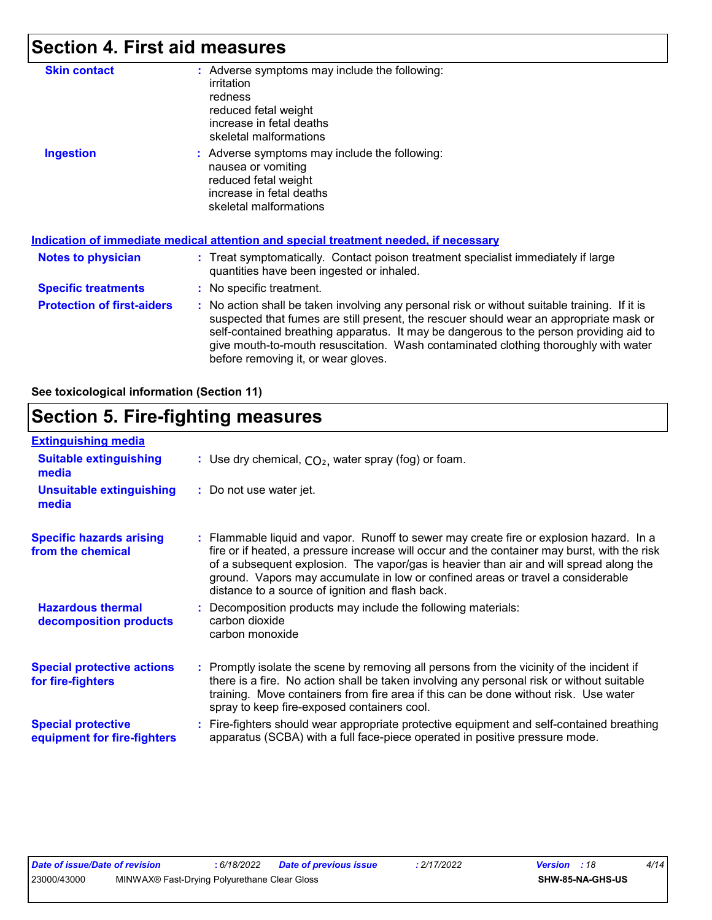## Section 4. First aid measures

**Skin contact** : Adverse symptoms may include the following:
irritation
redness
reduced fetal weight
increase in fetal deaths
skeletal malformations

**Ingestion** : Adverse symptoms may include the following:
nausea or vomiting
reduced fetal weight
increase in fetal deaths
skeletal malformations

### Indication of immediate medical attention and special treatment needed, if necessary

**Notes to physician** : Treat symptomatically. Contact poison treatment specialist immediately if large quantities have been ingested or inhaled.

**Specific treatments** : No specific treatment.

**Protection of first-aiders** : No action shall be taken involving any personal risk or without suitable training. If it is suspected that fumes are still present, the rescuer should wear an appropriate mask or self-contained breathing apparatus. It may be dangerous to the person providing aid to give mouth-to-mouth resuscitation. Wash contaminated clothing thoroughly with water before removing it, or wear gloves.

**See toxicological information (Section 11)**

## Section 5. Fire-fighting measures

### Extinguishing media

**Suitable extinguishing media** : Use dry chemical, $CO_2$, water spray (fog) or foam.

**Unsuitable extinguishing media** : Do not use water jet.

**Specific hazards arising from the chemical** : Flammable liquid and vapor. Runoff to sewer may create fire or explosion hazard. In a fire or if heated, a pressure increase will occur and the container may burst, with the risk of a subsequent explosion. The vapor/gas is heavier than air and will spread along the ground. Vapors may accumulate in low or confined areas or travel a considerable distance to a source of ignition and flash back.

**Hazardous thermal decomposition products** : Decomposition products may include the following materials:
carbon dioxide
carbon monoxide

**Special protective actions for fire-fighters** : Promptly isolate the scene by removing all persons from the vicinity of the incident if there is a fire. No action shall be taken involving any personal risk or without suitable training. Move containers from fire area if this can be done without risk. Use water spray to keep fire-exposed containers cool.

**Special protective equipment for fire-fighters** : Fire-fighters should wear appropriate protective equipment and self-contained breathing apparatus (SCBA) with a full face-piece operated in positive pressure mode.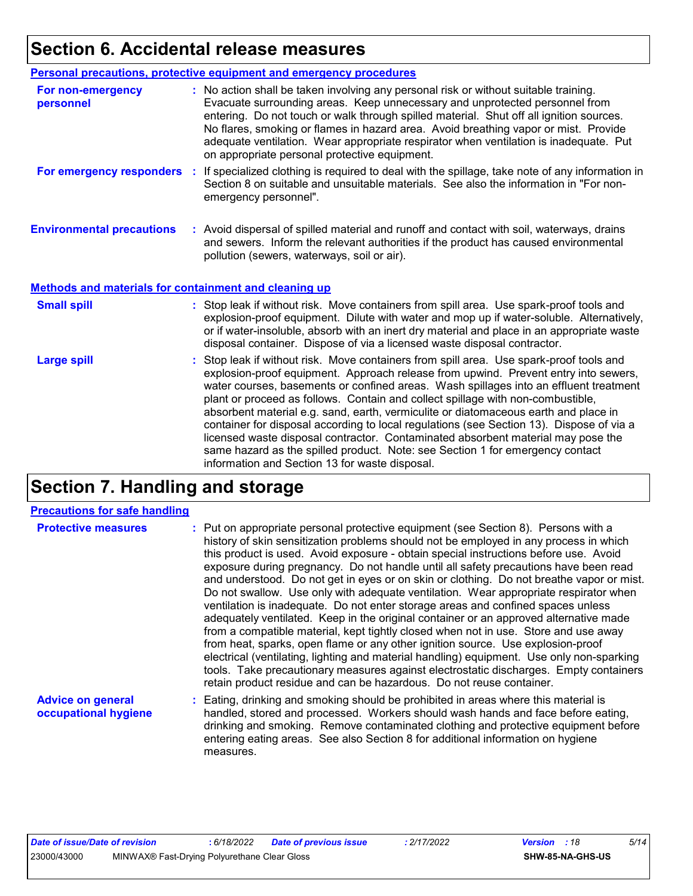# Section 6. Accidental release measures

## Personal precautions, protective equipment and emergency procedures

**For non-emergency personnel** : No action shall be taken involving any personal risk or without suitable training. Evacuate surrounding areas. Keep unnecessary and unprotected personnel from entering. Do not touch or walk through spilled material. Shut off all ignition sources. No flares, smoking or flames in hazard area. Avoid breathing vapor or mist. Provide adequate ventilation. Wear appropriate respirator when ventilation is inadequate. Put on appropriate personal protective equipment.

**For emergency responders** : If specialized clothing is required to deal with the spillage, take note of any information in Section 8 on suitable and unsuitable materials. See also the information in "For non-emergency personnel".

**Environmental precautions** : Avoid dispersal of spilled material and runoff and contact with soil, waterways, drains and sewers. Inform the relevant authorities if the product has caused environmental pollution (sewers, waterways, soil or air).

## Methods and materials for containment and cleaning up

**Small spill** : Stop leak if without risk. Move containers from spill area. Use spark-proof tools and explosion-proof equipment. Dilute with water and mop up if water-soluble. Alternatively, or if water-insoluble, absorb with an inert dry material and place in an appropriate waste disposal container. Dispose of via a licensed waste disposal contractor.

**Large spill** : Stop leak if without risk. Move containers from spill area. Use spark-proof tools and explosion-proof equipment. Approach release from upwind. Prevent entry into sewers, water courses, basements or confined areas. Wash spillages into an effluent treatment plant or proceed as follows. Contain and collect spillage with non-combustible, absorbent material e.g. sand, earth, vermiculite or diatomaceous earth and place in container for disposal according to local regulations (see Section 13). Dispose of via a licensed waste disposal contractor. Contaminated absorbent material may pose the same hazard as the spilled product. Note: see Section 1 for emergency contact information and Section 13 for waste disposal.

# Section 7. Handling and storage

## Precautions for safe handling

**Protective measures** : Put on appropriate personal protective equipment (see Section 8). Persons with a history of skin sensitization problems should not be employed in any process in which this product is used. Avoid exposure - obtain special instructions before use. Avoid exposure during pregnancy. Do not handle until all safety precautions have been read and understood. Do not get in eyes or on skin or clothing. Do not breathe vapor or mist. Do not swallow. Use only with adequate ventilation. Wear appropriate respirator when ventilation is inadequate. Do not enter storage areas and confined spaces unless adequately ventilated. Keep in the original container or an approved alternative made from a compatible material, kept tightly closed when not in use. Store and use away from heat, sparks, open flame or any other ignition source. Use explosion-proof electrical (ventilating, lighting and material handling) equipment. Use only non-sparking tools. Take precautionary measures against electrostatic discharges. Empty containers retain product residue and can be hazardous. Do not reuse container.

**Advice on general occupational hygiene** : Eating, drinking and smoking should be prohibited in areas where this material is handled, stored and processed. Workers should wash hands and face before eating, drinking and smoking. Remove contaminated clothing and protective equipment before entering eating areas. See also Section 8 for additional information on hygiene measures.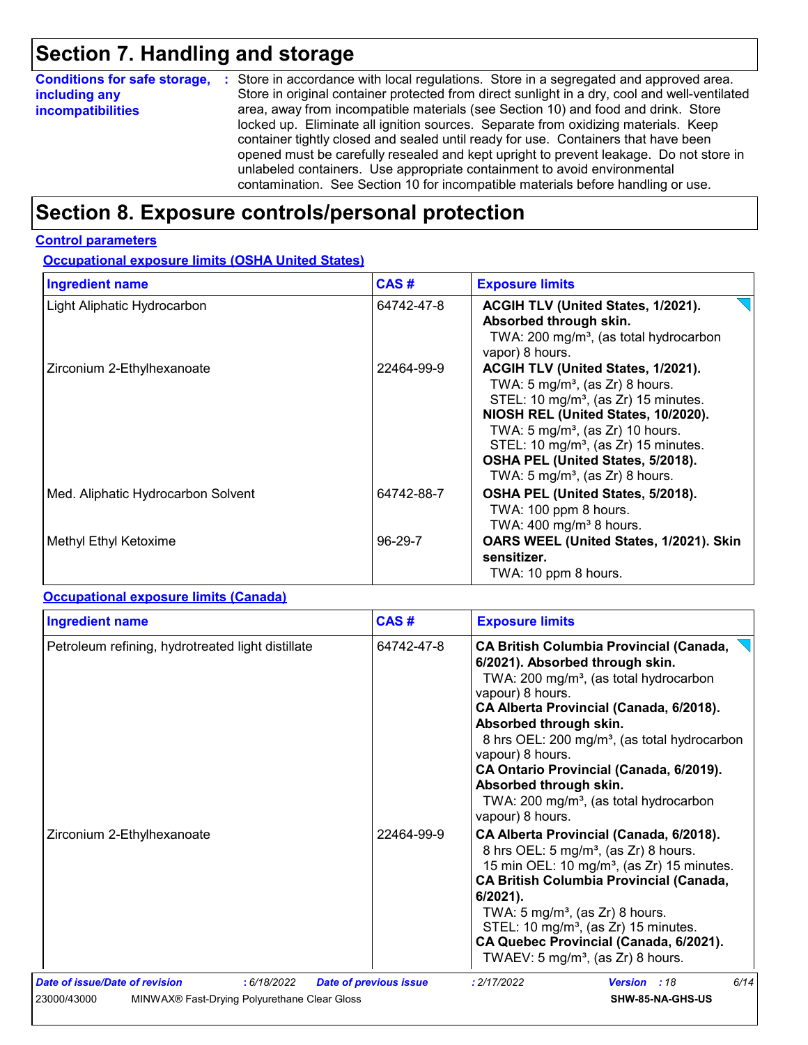# Section 7. Handling and storage

**Conditions for safe storage, including any incompatibilities** : Store in accordance with local regulations. Store in a segregated and approved area. Store in original container protected from direct sunlight in a dry, cool and well-ventilated area, away from incompatible materials (see Section 10) and food and drink. Store locked up. Eliminate all ignition sources. Separate from oxidizing materials. Keep container tightly closed and sealed until ready for use. Containers that have been opened must be carefully resealed and kept upright to prevent leakage. Do not store in unlabeled containers. Use appropriate containment to avoid environmental contamination. See Section 10 for incompatible materials before handling or use.

# Section 8. Exposure controls/personal protection

## Control parameters

### Occupational exposure limits (OSHA United States)

| Ingredient name | CAS # | Exposure limits |
|---|---|---|
| Light Aliphatic Hydrocarbon | 64742-47-8 | **ACGIH TLV (United States, 1/2021). Absorbed through skin.**<br>TWA: 200 mg/m³, (as total hydrocarbon vapor) 8 hours. |
| Zirconium 2-Ethylhexanoate | 22464-99-9 | **ACGIH TLV (United States, 1/2021).**<br>TWA: 5 mg/m³, (as Zr) 8 hours.<br>STEL: 10 mg/m³, (as Zr) 15 minutes.<br>**NIOSH REL (United States, 10/2020).**<br>TWA: 5 mg/m³, (as Zr) 10 hours.<br>STEL: 10 mg/m³, (as Zr) 15 minutes.<br>**OSHA PEL (United States, 5/2018).**<br>TWA: 5 mg/m³, (as Zr) 8 hours. |
| Med. Aliphatic Hydrocarbon Solvent | 64742-88-7 | **OSHA PEL (United States, 5/2018).**<br>TWA: 100 ppm 8 hours.<br>TWA: 400 mg/m³ 8 hours. |
| Methyl Ethyl Ketoxime | 96-29-7 | **OARS WEEL (United States, 1/2021). Skin sensitizer.**<br>TWA: 10 ppm 8 hours. |

### Occupational exposure limits (Canada)

| Ingredient name | CAS # | Exposure limits |
|---|---|---|
| Petroleum refining, hydrotreated light distillate | 64742-47-8 | **CA British Columbia Provincial (Canada, 6/2021). Absorbed through skin.**<br>TWA: 200 mg/m³, (as total hydrocarbon vapour) 8 hours.<br>**CA Alberta Provincial (Canada, 6/2018). Absorbed through skin.**<br>8 hrs OEL: 200 mg/m³, (as total hydrocarbon vapour) 8 hours.<br>**CA Ontario Provincial (Canada, 6/2019). Absorbed through skin.**<br>TWA: 200 mg/m³, (as total hydrocarbon vapour) 8 hours. |
| Zirconium 2-Ethylhexanoate | 22464-99-9 | **CA Alberta Provincial (Canada, 6/2018).**<br>8 hrs OEL: 5 mg/m³, (as Zr) 8 hours.<br>15 min OEL: 10 mg/m³, (as Zr) 15 minutes.<br>**CA British Columbia Provincial (Canada, 6/2021).**<br>TWA: 5 mg/m³, (as Zr) 8 hours.<br>STEL: 10 mg/m³, (as Zr) 15 minutes.<br>**CA Quebec Provincial (Canada, 6/2021).**<br>TWAEV: 5 mg/m³, (as Zr) 8 hours. |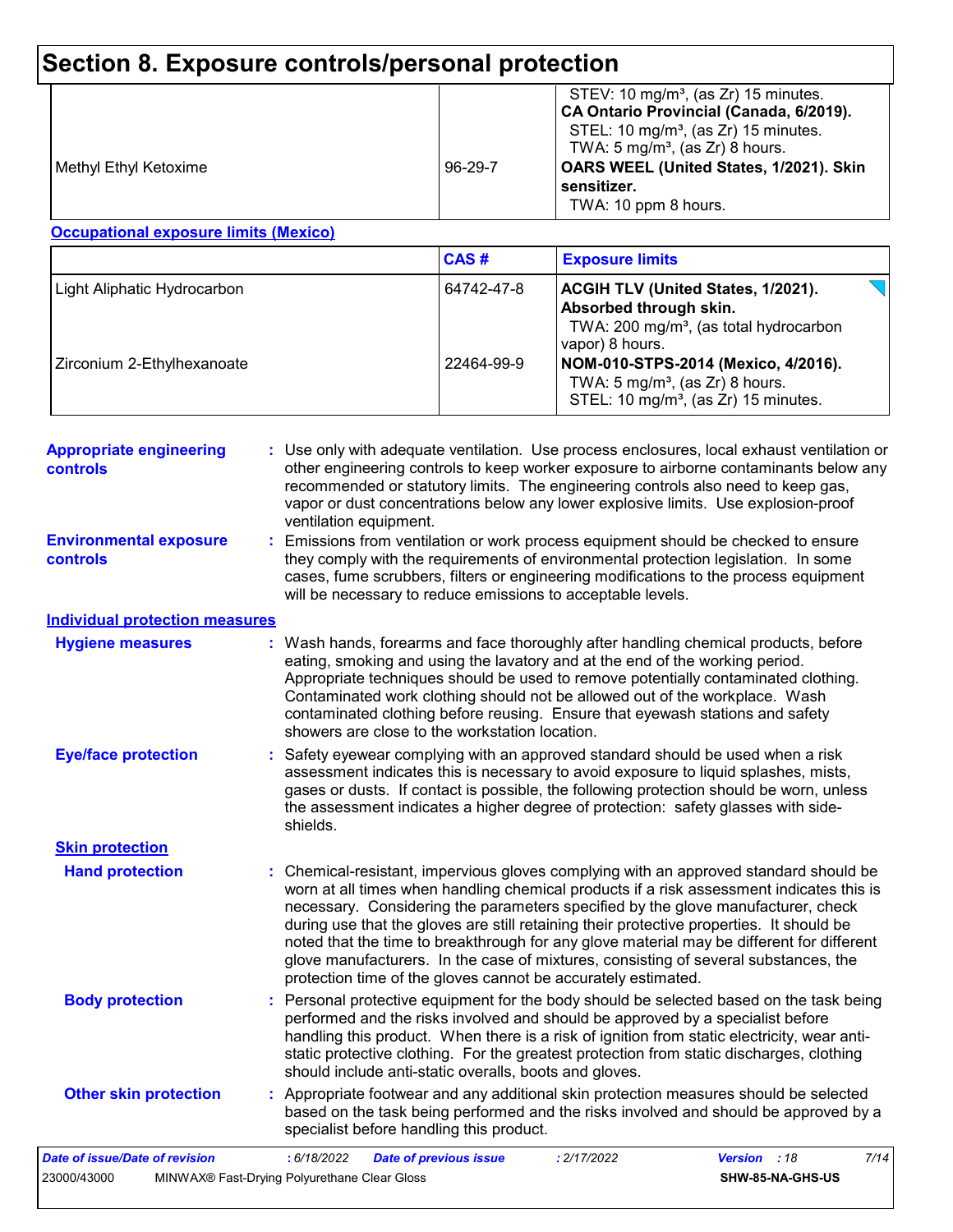## Section 8. Exposure controls/personal protection

| | | |
|---|---|---|
| | | STEV: 10 mg/m³, (as Zr) 15 minutes.<br>**CA Ontario Provincial (Canada, 6/2019).**<br>STEL: 10 mg/m³, (as Zr) 15 minutes.<br>TWA: 5 mg/m³, (as Zr) 8 hours. |
| Methyl Ethyl Ketoxime | 96-29-7 | **OARS WEEL (United States, 1/2021). Skin sensitizer.**<br>TWA: 10 ppm 8 hours. |

**Occupational exposure limits (Mexico)**

| | CAS # | Exposure limits |
|---|---|---|
| Light Aliphatic Hydrocarbon | 64742-47-8 | **ACGIH TLV (United States, 1/2021). Absorbed through skin.**<br>TWA: 200 mg/m³, (as total hydrocarbon vapor) 8 hours. |
| Zirconium 2-Ethylhexanoate | 22464-99-9 | **NOM-010-STPS-2014 (Mexico, 4/2016).**<br>TWA: 5 mg/m³, (as Zr) 8 hours.<br>STEL: 10 mg/m³, (as Zr) 15 minutes. |

**Appropriate engineering controls** : Use only with adequate ventilation. Use process enclosures, local exhaust ventilation or other engineering controls to keep worker exposure to airborne contaminants below any recommended or statutory limits. The engineering controls also need to keep gas, vapor or dust concentrations below any lower explosive limits. Use explosion-proof ventilation equipment.

**Environmental exposure controls** : Emissions from ventilation or work process equipment should be checked to ensure they comply with the requirements of environmental protection legislation. In some cases, fume scrubbers, filters or engineering modifications to the process equipment will be necessary to reduce emissions to acceptable levels.

### Individual protection measures

**Hygiene measures** : Wash hands, forearms and face thoroughly after handling chemical products, before eating, smoking and using the lavatory and at the end of the working period. Appropriate techniques should be used to remove potentially contaminated clothing. Contaminated work clothing should not be allowed out of the workplace. Wash contaminated clothing before reusing. Ensure that eyewash stations and safety showers are close to the workstation location.

**Eye/face protection** : Safety eyewear complying with an approved standard should be used when a risk assessment indicates this is necessary to avoid exposure to liquid splashes, mists, gases or dusts. If contact is possible, the following protection should be worn, unless the assessment indicates a higher degree of protection: safety glasses with side-shields.

**Skin protection**

**Hand protection** : Chemical-resistant, impervious gloves complying with an approved standard should be worn at all times when handling chemical products if a risk assessment indicates this is necessary. Considering the parameters specified by the glove manufacturer, check during use that the gloves are still retaining their protective properties. It should be noted that the time to breakthrough for any glove material may be different for different glove manufacturers. In the case of mixtures, consisting of several substances, the protection time of the gloves cannot be accurately estimated.

**Body protection** : Personal protective equipment for the body should be selected based on the task being performed and the risks involved and should be approved by a specialist before handling this product. When there is a risk of ignition from static electricity, wear anti-static protective clothing. For the greatest protection from static discharges, clothing should include anti-static overalls, boots and gloves.

**Other skin protection** : Appropriate footwear and any additional skin protection measures should be selected based on the task being performed and the risks involved and should be approved by a specialist before handling this product.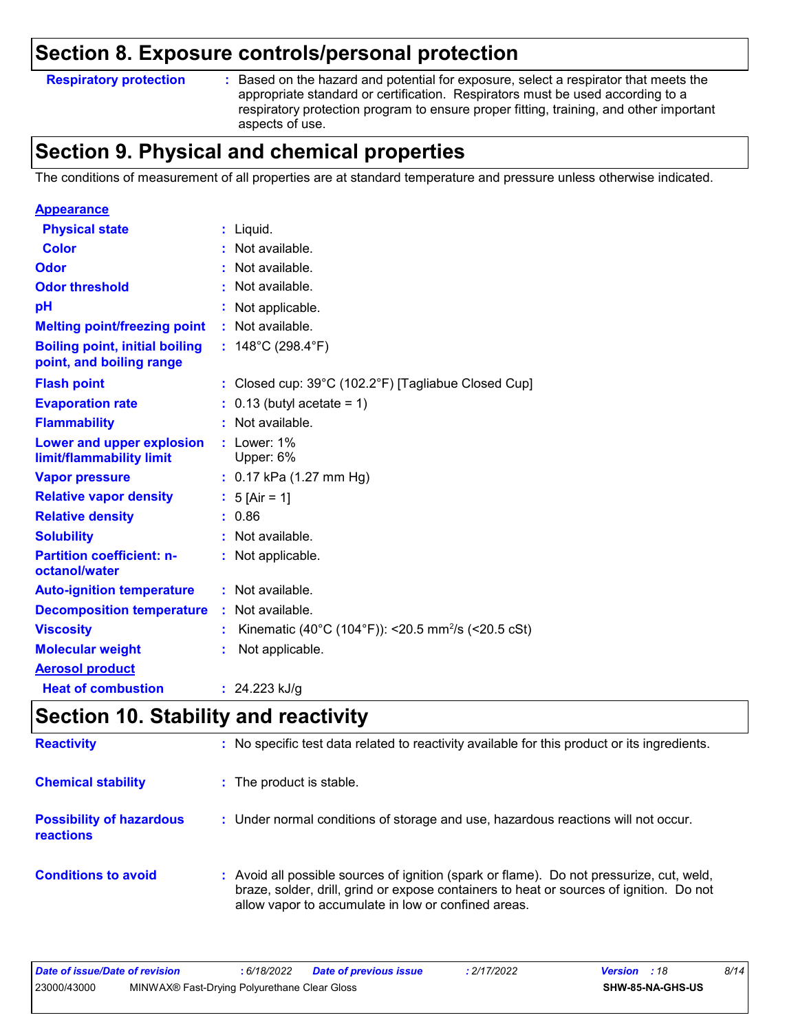## Section 8. Exposure controls/personal protection

| | |
|---|---|
| **Respiratory protection** | : Based on the hazard and potential for exposure, select a respirator that meets the appropriate standard or certification. Respirators must be used according to a respiratory protection program to ensure proper fitting, training, and other important aspects of use. |

## Section 9. Physical and chemical properties

The conditions of measurement of all properties are at standard temperature and pressure unless otherwise indicated.

| | |
|---|---|
| **Appearance** | |
| **Physical state** | : Liquid. |
| **Color** | : Not available. |
| **Odor** | : Not available. |
| **Odor threshold** | : Not available. |
| **pH** | : Not applicable. |
| **Melting point/freezing point** | : Not available. |
| **Boiling point, initial boiling point, and boiling range** | : 148°C (298.4°F) |
| **Flash point** | : Closed cup: 39°C (102.2°F) [Tagliabue Closed Cup] |
| **Evaporation rate** | : 0.13 (butyl acetate = 1) |
| **Flammability** | : Not available. |
| **Lower and upper explosion limit/flammability limit** | : Lower: 1%<br>Upper: 6% |
| **Vapor pressure** | : 0.17 kPa (1.27 mm Hg) |
| **Relative vapor density** | : 5 [Air = 1] |
| **Relative density** | : 0.86 |
| **Solubility** | : Not available. |
| **Partition coefficient: n-octanol/water** | : Not applicable. |
| **Auto-ignition temperature** | : Not available. |
| **Decomposition temperature** | : Not available. |
| **Viscosity** | : Kinematic (40°C (104°F)): <20.5 $mm^2/s$ (<20.5 cSt) |
| **Molecular weight** | : Not applicable. |
| **Aerosol product** | |
| **Heat of combustion** | : 24.223 kJ/g |

## Section 10. Stability and reactivity

| | |
|---|---|
| **Reactivity** | : No specific test data related to reactivity available for this product or its ingredients. |
| **Chemical stability** | : The product is stable. |
| **Possibility of hazardous reactions** | : Under normal conditions of storage and use, hazardous reactions will not occur. |
| **Conditions to avoid** | : Avoid all possible sources of ignition (spark or flame). Do not pressurize, cut, weld, braze, solder, drill, grind or expose containers to heat or sources of ignition. Do not allow vapor to accumulate in low or confined areas. |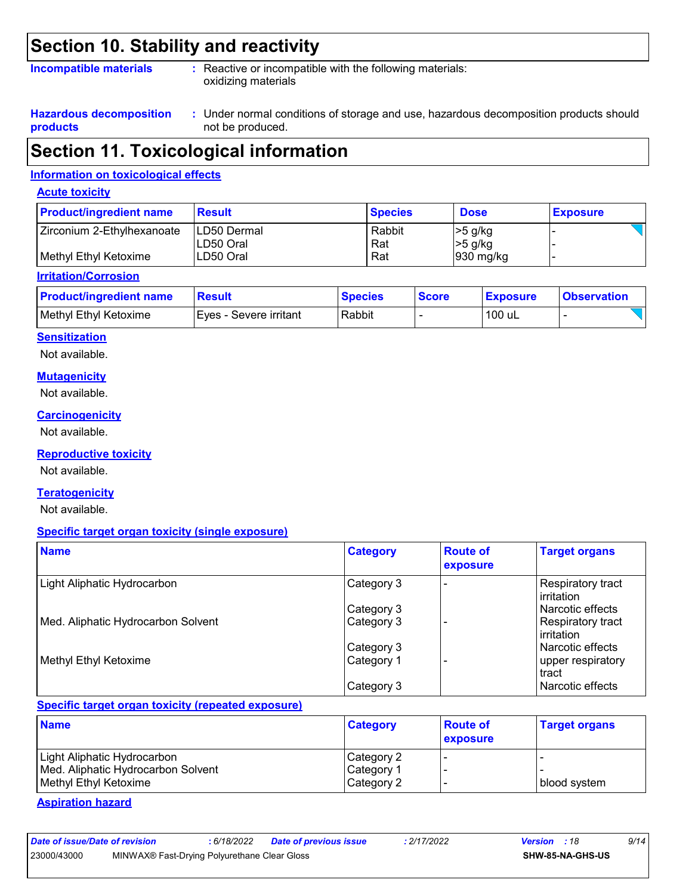## Section 10. Stability and reactivity

**Incompatible materials** : Reactive or incompatible with the following materials: oxidizing materials

**Hazardous decomposition products** : Under normal conditions of storage and use, hazardous decomposition products should not be produced.

## Section 11. Toxicological information

### Information on toxicological effects

#### Acute toxicity

| Product/ingredient name | Result | Species | Dose | Exposure |
|---|---|---|---|---|
| Zirconium 2-Ethylhexanoate | LD50 Dermal | Rabbit | >5 g/kg | - |
| | LD50 Oral | Rat | >5 g/kg | - |
| Methyl Ethyl Ketoxime | LD50 Oral | Rat | 930 mg/kg | - |

#### Irritation/Corrosion

| Product/ingredient name | Result | Species | Score | Exposure | Observation |
|---|---|---|---|---|---|
| Methyl Ethyl Ketoxime | Eyes - Severe irritant | Rabbit | - | 100 uL | - |

#### Sensitization

Not available.

#### Mutagenicity

Not available.

#### Carcinogenicity

Not available.

#### Reproductive toxicity

Not available.

#### Teratogenicity

Not available.

#### Specific target organ toxicity (single exposure)

| Name | Category | Route of exposure | Target organs |
|---|---|---|---|
| Light Aliphatic Hydrocarbon | Category 3 | - | Respiratory tract irritation |
| | Category 3 | | Narcotic effects |
| Med. Aliphatic Hydrocarbon Solvent | Category 3 | - | Respiratory tract irritation |
| | Category 3 | | Narcotic effects |
| Methyl Ethyl Ketoxime | Category 1 | - | upper respiratory tract |
| | Category 3 | | Narcotic effects |

#### Specific target organ toxicity (repeated exposure)

| Name | Category | Route of exposure | Target organs |
|---|---|---|---|
| Light Aliphatic Hydrocarbon | Category 2 | - | - |
| Med. Aliphatic Hydrocarbon Solvent | Category 1 | - | - |
| Methyl Ethyl Ketoxime | Category 2 | - | blood system |

#### Aspiration hazard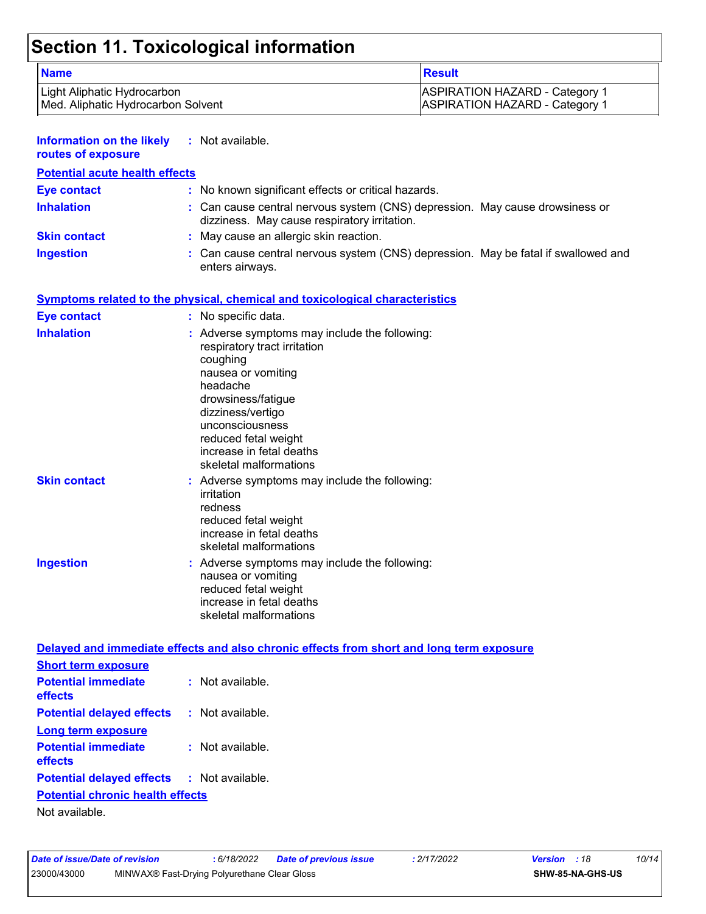# Section 11. Toxicological information

| Name | Result |
| --- | --- |
| Light Aliphatic Hydrocarbon | ASPIRATION HAZARD - Category 1 |
| Med. Aliphatic Hydrocarbon Solvent | ASPIRATION HAZARD - Category 1 |

**Information on the likely routes of exposure** : Not available.

**Potential acute health effects**

**Eye contact** : No known significant effects or critical hazards.

**Inhalation** : Can cause central nervous system (CNS) depression. May cause drowsiness or dizziness. May cause respiratory irritation.

**Skin contact** : May cause an allergic skin reaction.

**Ingestion** : Can cause central nervous system (CNS) depression. May be fatal if swallowed and enters airways.

**Symptoms related to the physical, chemical and toxicological characteristics**

**Eye contact** : No specific data.

**Inhalation** : Adverse symptoms may include the following:
respiratory tract irritation
coughing
nausea or vomiting
headache
drowsiness/fatigue
dizziness/vertigo
unconsciousness
reduced fetal weight
increase in fetal deaths
skeletal malformations

**Skin contact** : Adverse symptoms may include the following:
irritation
redness
reduced fetal weight
increase in fetal deaths
skeletal malformations

**Ingestion** : Adverse symptoms may include the following:
nausea or vomiting
reduced fetal weight
increase in fetal deaths
skeletal malformations

**Delayed and immediate effects and also chronic effects from short and long term exposure**

**Short term exposure**

**Potential immediate effects** : Not available.

**Potential delayed effects** : Not available.

**Long term exposure**

**Potential immediate effects** : Not available.

**Potential delayed effects** : Not available.

**Potential chronic health effects**

Not available.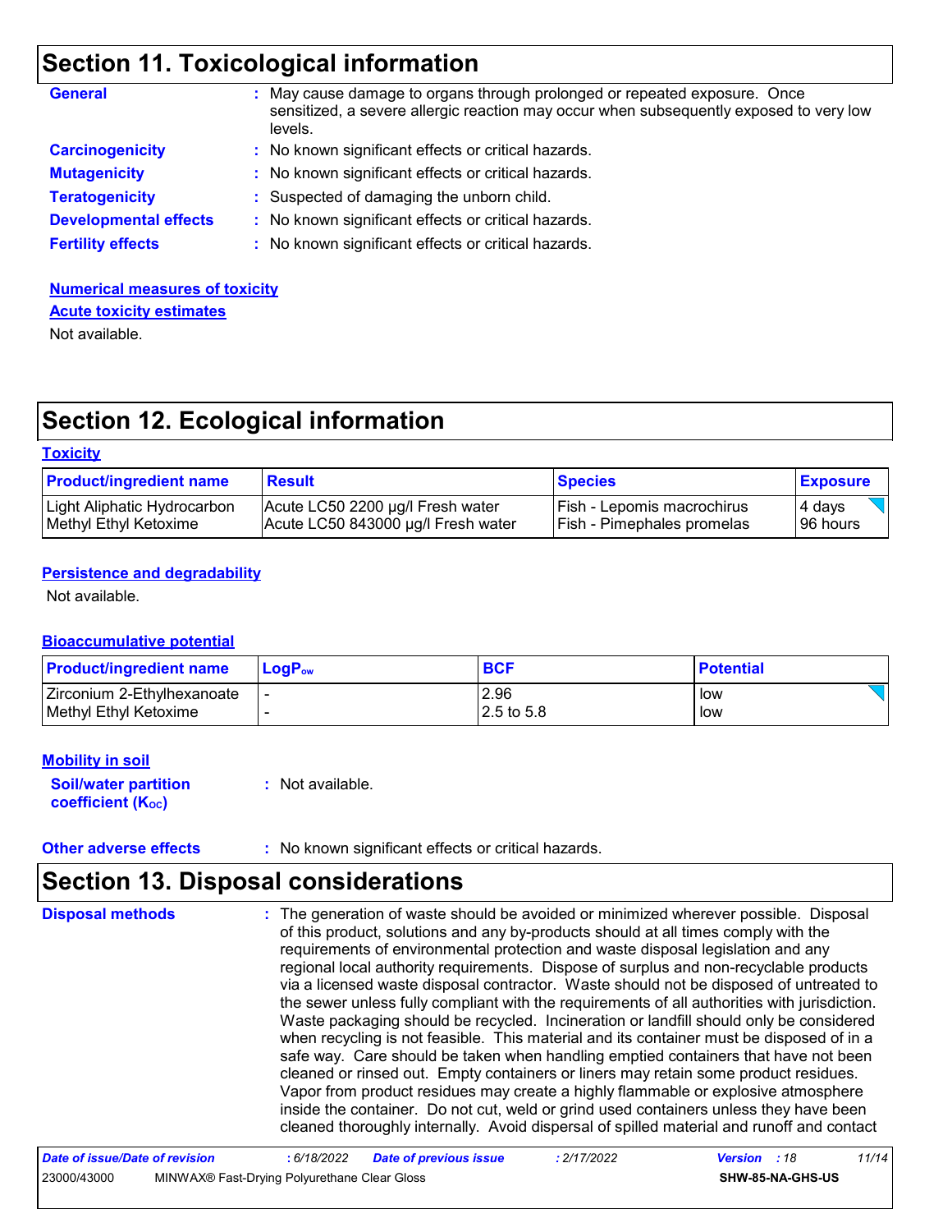## Section 11. Toxicological information

**General** : May cause damage to organs through prolonged or repeated exposure. Once sensitized, a severe allergic reaction may occur when subsequently exposed to very low levels.

**Carcinogenicity** : No known significant effects or critical hazards.

**Mutagenicity** : No known significant effects or critical hazards.

**Teratogenicity** : Suspected of damaging the unborn child.

**Developmental effects** : No known significant effects or critical hazards.

**Fertility effects** : No known significant effects or critical hazards.

**Numerical measures of toxicity**

**Acute toxicity estimates**

Not available.

## Section 12. Ecological information

**Toxicity**

| Product/ingredient name | Result | Species | Exposure |
|---|---|---|---|
| Light Aliphatic Hydrocarbon | Acute LC50 2200 µg/l Fresh water | Fish - Lepomis macrochirus | 4 days |
| Methyl Ethyl Ketoxime | Acute LC50 843000 µg/l Fresh water | Fish - Pimephales promelas | 96 hours |

**Persistence and degradability**

Not available.

**Bioaccumulative potential**

| Product/ingredient name | $LogP_{ow}$ | BCF | Potential |
|---|---|---|---|
| Zirconium 2-Ethylhexanoate | - | 2.96 | low |
| Methyl Ethyl Ketoxime | - | 2.5 to 5.8 | low |

**Mobility in soil**

**Soil/water partition coefficient ($K_{OC}$)** : Not available.

**Other adverse effects** : No known significant effects or critical hazards.

## Section 13. Disposal considerations

**Disposal methods** : The generation of waste should be avoided or minimized wherever possible. Disposal of this product, solutions and any by-products should at all times comply with the requirements of environmental protection and waste disposal legislation and any regional local authority requirements. Dispose of surplus and non-recyclable products via a licensed waste disposal contractor. Waste should not be disposed of untreated to the sewer unless fully compliant with the requirements of all authorities with jurisdiction. Waste packaging should be recycled. Incineration or landfill should only be considered when recycling is not feasible. This material and its container must be disposed of in a safe way. Care should be taken when handling emptied containers that have not been cleaned or rinsed out. Empty containers or liners may retain some product residues. Vapor from product residues may create a highly flammable or explosive atmosphere inside the container. Do not cut, weld or grind used containers unless they have been cleaned thoroughly internally. Avoid dispersal of spilled material and runoff and contact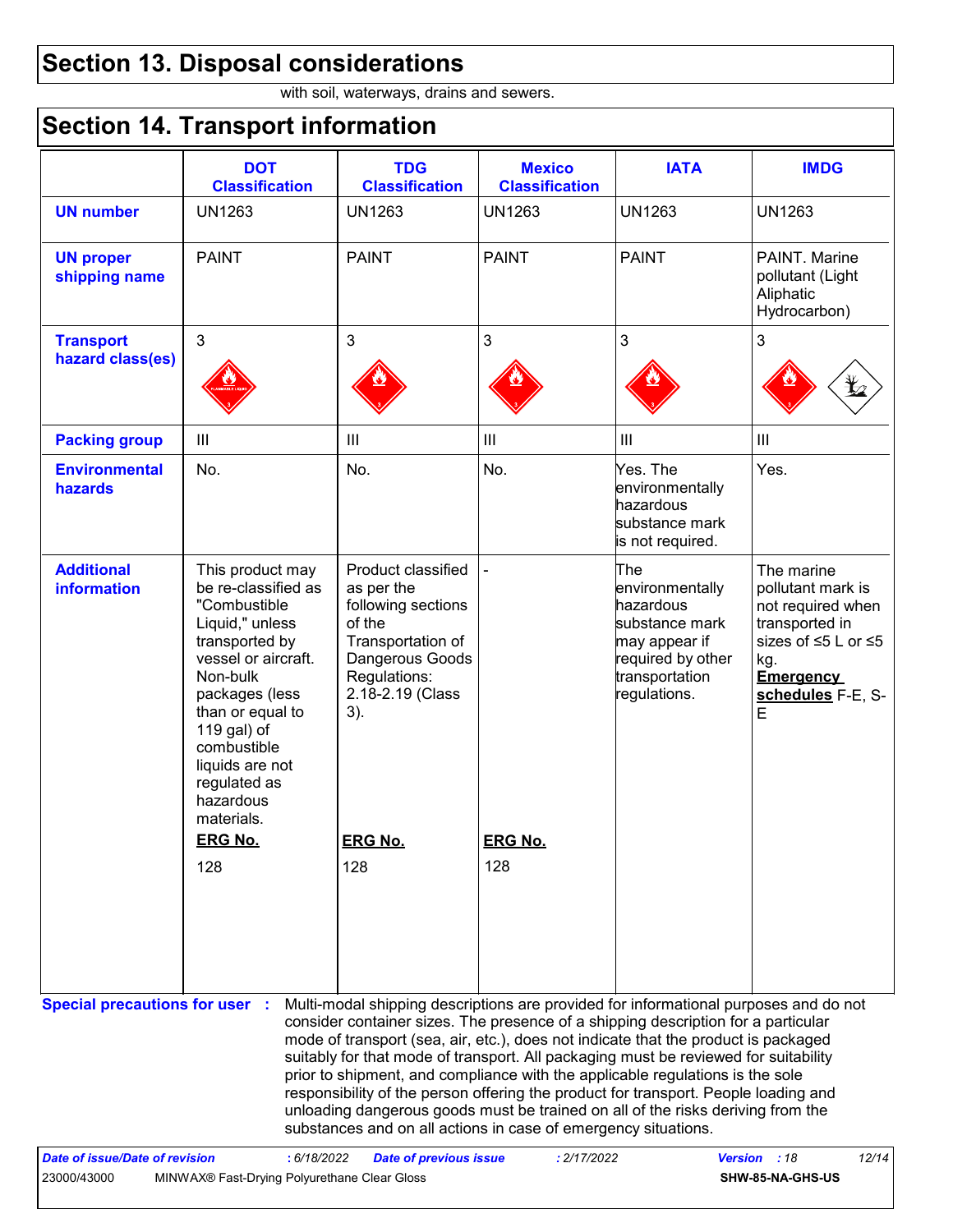## Section 13. Disposal considerations

with soil, waterways, drains and sewers.

## Section 14. Transport information

| | DOT Classification | TDG Classification | Mexico Classification | IATA | IMDG |
|---|---|---|---|---|---|
| **UN number** | UN1263 | UN1263 | UN1263 | UN1263 | UN1263 |
| **UN proper shipping name** | PAINT | PAINT | PAINT | PAINT | PAINT. Marine pollutant (Light Aliphatic Hydrocarbon) |
| **Transport hazard class(es)** | 3 | 3 | 3 | 3 | 3 |
| **Packing group** | III | III | III | III | III |
| **Environmental hazards** | No. | No. | No. | Yes. The environmentally hazardous substance mark is not required. | Yes. |
| **Additional information** | This product may be re-classified as "Combustible Liquid," unless transported by vessel or aircraft. Non-bulk packages (less than or equal to 119 gal) of combustible liquids are not regulated as hazardous materials. **ERG No.** 128 | Product classified as per the following sections of the Transportation of Dangerous Goods Regulations: 2.18-2.19 (Class 3). **ERG No.** 128 | - **ERG No.** 128 | The environmentally hazardous substance mark may appear if required by other transportation regulations. | The marine pollutant mark is not required when transported in sizes of ≤5 L or ≤5 kg. **Emergency schedules** F-E, S-E |

**Special precautions for user** : Multi-modal shipping descriptions are provided for informational purposes and do not consider container sizes. The presence of a shipping description for a particular mode of transport (sea, air, etc.), does not indicate that the product is packaged suitably for that mode of transport. All packaging must be reviewed for suitability prior to shipment, and compliance with the applicable regulations is the sole responsibility of the person offering the product for transport. People loading and unloading dangerous goods must be trained on all of the risks deriving from the substances and on all actions in case of emergency situations.

*Date of issue/Date of revision* : 6/18/2022 *Date of previous issue* : 2/17/2022 *Version* : 18

23000/43000 MINWAX® Fast-Drying Polyurethane Clear Gloss **SHW-85-NA-GHS-US**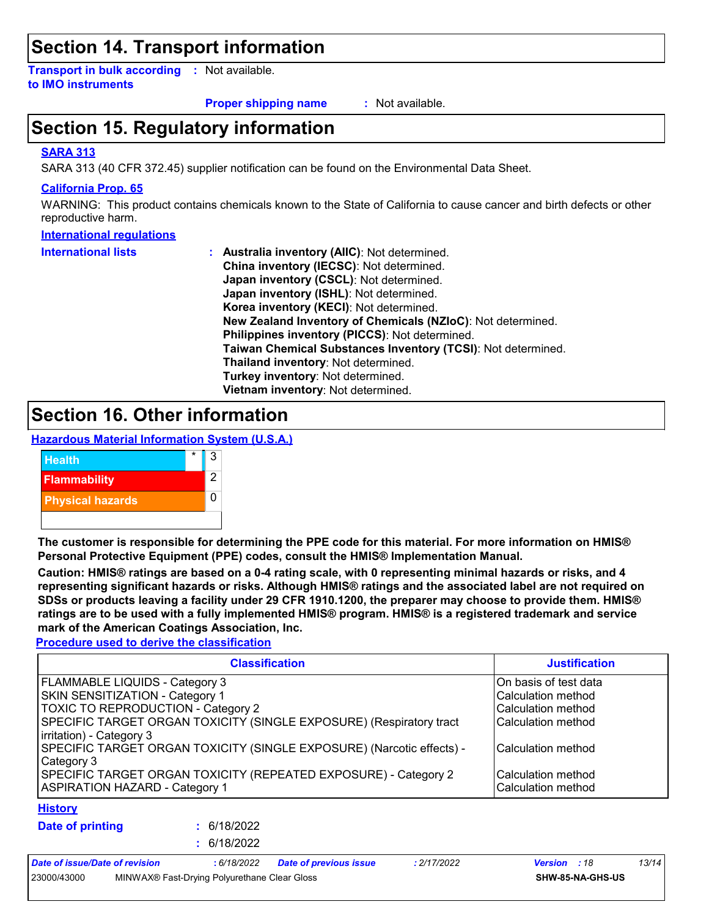## Section 14. Transport information

**Transport in bulk according to IMO instruments** : Not available.

**Proper shipping name** : Not available.

## Section 15. Regulatory information

**SARA 313**

SARA 313 (40 CFR 372.45) supplier notification can be found on the Environmental Data Sheet.

**California Prop. 65**

WARNING: This product contains chemicals known to the State of California to cause cancer and birth defects or other reproductive harm.

**International regulations**

**International lists** :
**Australia inventory (AIIC)**: Not determined.
**China inventory (IECSC)**: Not determined.
**Japan inventory (CSCL)**: Not determined.
**Japan inventory (ISHL)**: Not determined.
**Korea inventory (KECI)**: Not determined.
**New Zealand Inventory of Chemicals (NZIoC)**: Not determined.
**Philippines inventory (PICCS)**: Not determined.
**Taiwan Chemical Substances Inventory (TCSI)**: Not determined.
**Thailand inventory**: Not determined.
**Turkey inventory**: Not determined.
**Vietnam inventory**: Not determined.

## Section 16. Other information

**Hazardous Material Information System (U.S.A.)**

| | | |
|---|---|---|
| Health | * | 3 |
| Flammability | | 2 |
| Physical hazards | | 0 |

**The customer is responsible for determining the PPE code for this material. For more information on HMIS® Personal Protective Equipment (PPE) codes, consult the HMIS® Implementation Manual.**

**Caution: HMIS® ratings are based on a 0-4 rating scale, with 0 representing minimal hazards or risks, and 4 representing significant hazards or risks. Although HMIS® ratings and the associated label are not required on SDSs or products leaving a facility under 29 CFR 1910.1200, the preparer may choose to provide them. HMIS® ratings are to be used with a fully implemented HMIS® program. HMIS® is a registered trademark and service mark of the American Coatings Association, Inc.**

**Procedure used to derive the classification**

| Classification | Justification |
|---|---|
| FLAMMABLE LIQUIDS - Category 3 | On basis of test data |
| SKIN SENSITIZATION - Category 1 | Calculation method |
| TOXIC TO REPRODUCTION - Category 2 | Calculation method |
| SPECIFIC TARGET ORGAN TOXICITY (SINGLE EXPOSURE) (Respiratory tract irritation) - Category 3 | Calculation method |
| SPECIFIC TARGET ORGAN TOXICITY (SINGLE EXPOSURE) (Narcotic effects) - Category 3 | Calculation method |
| SPECIFIC TARGET ORGAN TOXICITY (REPEATED EXPOSURE) - Category 2 | Calculation method |
| ASPIRATION HAZARD - Category 1 | Calculation method |

**History**

**Date of printing** : 6/18/2022

: 6/18/2022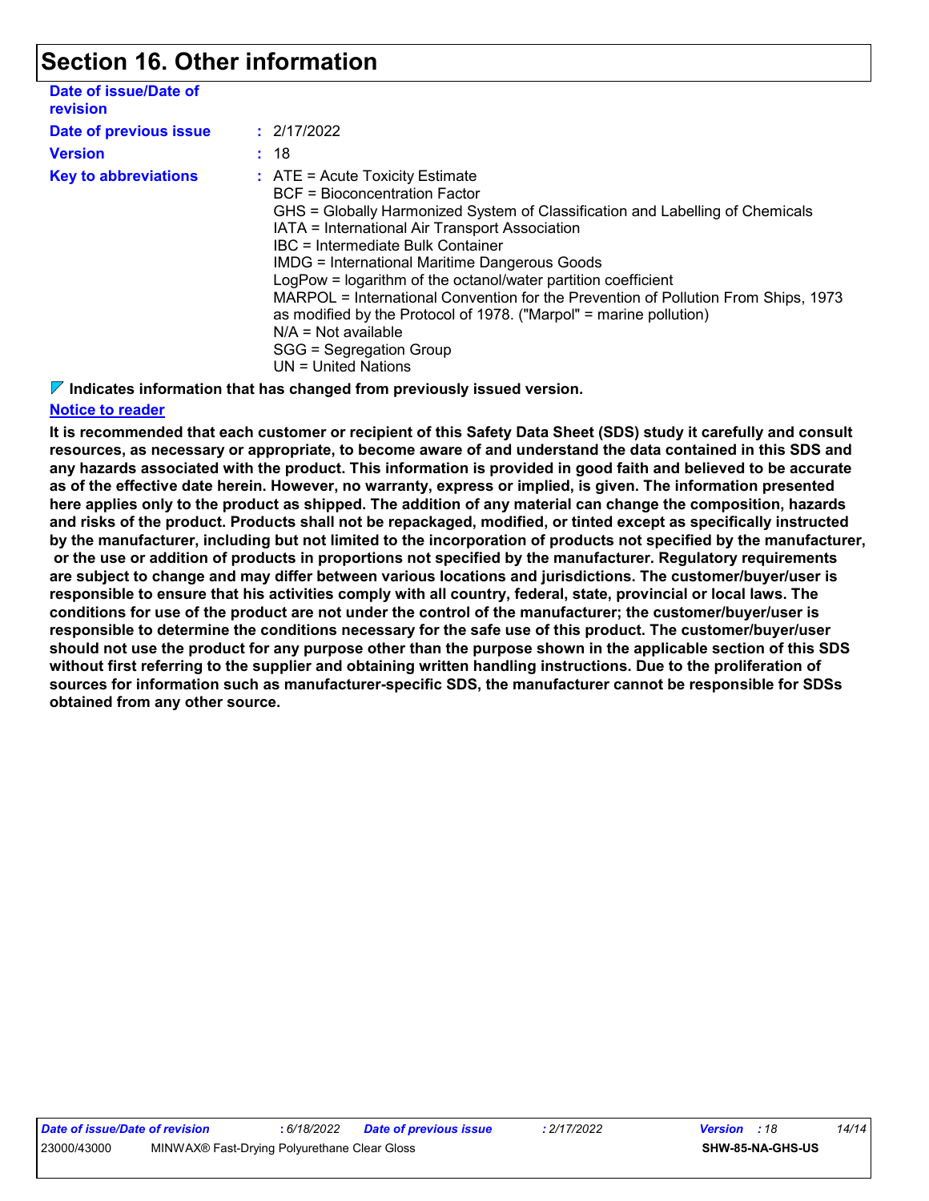# Section 16. Other information

| | |
|---|---|
| **Date of issue/Date of revision** | |
| **Date of previous issue** | : 2/17/2022 |
| **Version** | : 18 |
| **Key to abbreviations** | : ATE = Acute Toxicity Estimate<br>BCF = Bioconcentration Factor<br>GHS = Globally Harmonized System of Classification and Labelling of Chemicals<br>IATA = International Air Transport Association<br>IBC = Intermediate Bulk Container<br>IMDG = International Maritime Dangerous Goods<br>LogPow = logarithm of the octanol/water partition coefficient<br>MARPOL = International Convention for the Prevention of Pollution From Ships, 1973 as modified by the Protocol of 1978. ("Marpol" = marine pollution)<br>N/A = Not available<br>SGG = Segregation Group<br>UN = United Nations |

**Indicates information that has changed from previously issued version.**

**Notice to reader**

**It is recommended that each customer or recipient of this Safety Data Sheet (SDS) study it carefully and consult resources, as necessary or appropriate, to become aware of and understand the data contained in this SDS and any hazards associated with the product. This information is provided in good faith and believed to be accurate as of the effective date herein. However, no warranty, express or implied, is given. The information presented here applies only to the product as shipped. The addition of any material can change the composition, hazards and risks of the product. Products shall not be repackaged, modified, or tinted except as specifically instructed by the manufacturer, including but not limited to the incorporation of products not specified by the manufacturer, or the use or addition of products in proportions not specified by the manufacturer. Regulatory requirements are subject to change and may differ between various locations and jurisdictions. The customer/buyer/user is responsible to ensure that his activities comply with all country, federal, state, provincial or local laws. The conditions for use of the product are not under the control of the manufacturer; the customer/buyer/user is responsible to determine the conditions necessary for the safe use of this product. The customer/buyer/user should not use the product for any purpose other than the purpose shown in the applicable section of this SDS without first referring to the supplier and obtaining written handling instructions. Due to the proliferation of sources for information such as manufacturer-specific SDS, the manufacturer cannot be responsible for SDSs obtained from any other source.**